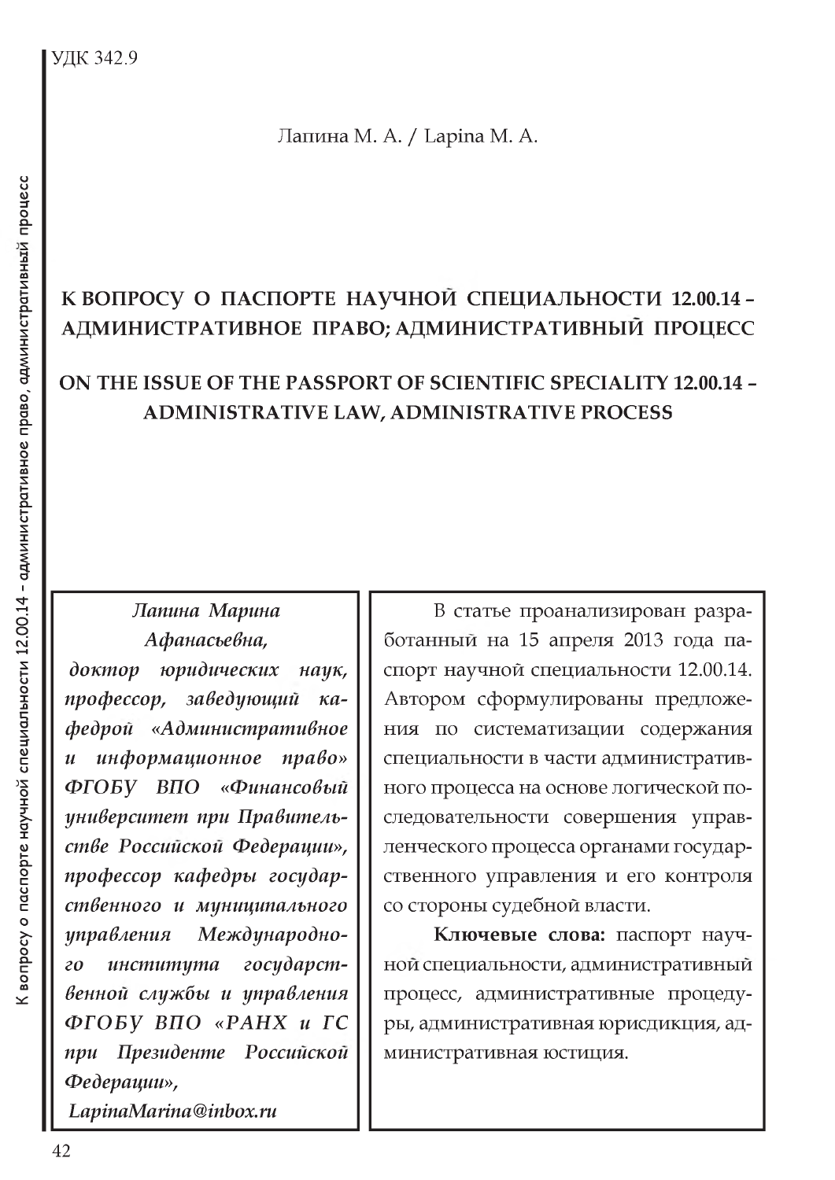УДК 342.9

Лапина М. А. / Lapina M. A.

# К ВОПРОСУ О ПАСПОРТЕ НАУЧНОЙ СПЕЦИАЛЬНОСТИ 12.00.14 – АДМИНИСТРАТИВНОЕ ПРАВО; АДМИНИСТРАТИВНЫЙ ПРОЦЕСС

# ON THE ISSUE OF THE PASSPORT OF SCIENTIFIC SPECIALITY 12.00.14 – ADMINISTRATIVE LAW, ADMINISTRATIVE PROCESS

*Лапина Марина Афанасьевна,*
*доктор юридических наук, профессор, заведующий кафедрой «Административное и информационное право» ФГОБУ ВПО «Финансовый университет при Правительстве Российской Федерации», профессор кафедры государственного и муниципального управления Международного института государственной службы и управления ФГОБУ ВПО «РАНХ и ГС при Президенте Российской Федерации»,*
*LapinaMarina@inbox.ru*

В статье проанализирован разработанный на 15 апреля 2013 года паспорт научной специальности 12.00.14. Автором сформулированы предложения по систематизации содержания специальности в части административного процесса на основе логической последовательности совершения управленческого процесса органами государственного управления и его контроля со стороны судебной власти.

**Ключевые слова:** паспорт научной специальности, административный процесс, административные процедуры, административная юрисдикция, административная юстиция.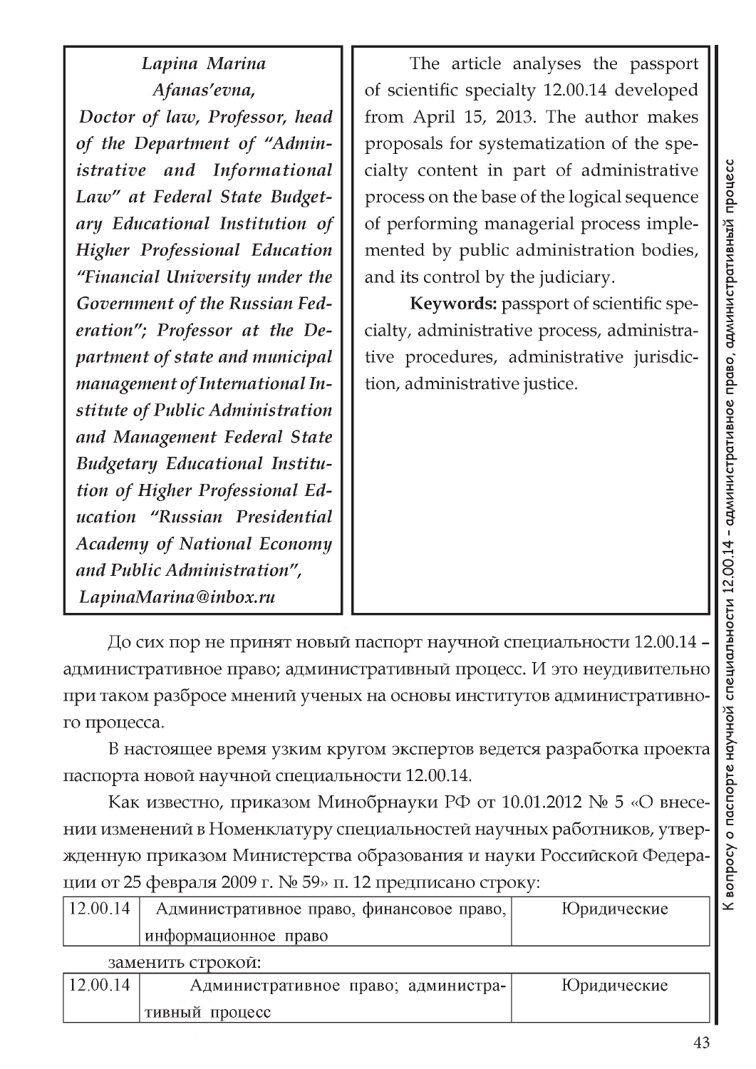*Lapina Marina Afanas'evna,*
*Doctor of law, Professor, head of the Department of "Administrative and Informational Law" at Federal State Budgetary Educational Institution of Higher Professional Education "Financial University under the Government of the Russian Federation"; Professor at the Department of state and municipal management of International Institute of Public Administration and Management Federal State Budgetary Educational Institution of Higher Professional Education "Russian Presidential Academy of National Economy and Public Administration",*
*LapinaMarina@inbox.ru*

The article analyses the passport of scientific specialty 12.00.14 developed from April 15, 2013. The author makes proposals for systematization of the specialty content in part of administrative process on the base of the logical sequence of performing managerial process implemented by public administration bodies, and its control by the judiciary.

**Keywords:** passport of scientific specialty, administrative process, administrative procedures, administrative jurisdiction, administrative justice.

До сих пор не принят новый паспорт научной специальности 12.00.14 – административное право; административный процесс. И это неудивительно при таком разбросе мнений ученых на основы институтов административного процесса.

В настоящее время узким кругом экспертов ведется разработка проекта паспорта новой научной специальности 12.00.14.

Как известно, приказом Минобрнауки РФ от 10.01.2012 № 5 «О внесении изменений в Номенклатуру специальностей научных работников, утвержденную приказом Министерства образования и науки Российской Федерации от 25 февраля 2009 г. № 59» п. 12 предписано строку:

| 12.00.14 | Административное право, финансовое право, информационное право | Юридические |
|---|---|---|

заменить строкой:

| 12.00.14 | Административное право; административный процесс | Юридические |
|---|---|---|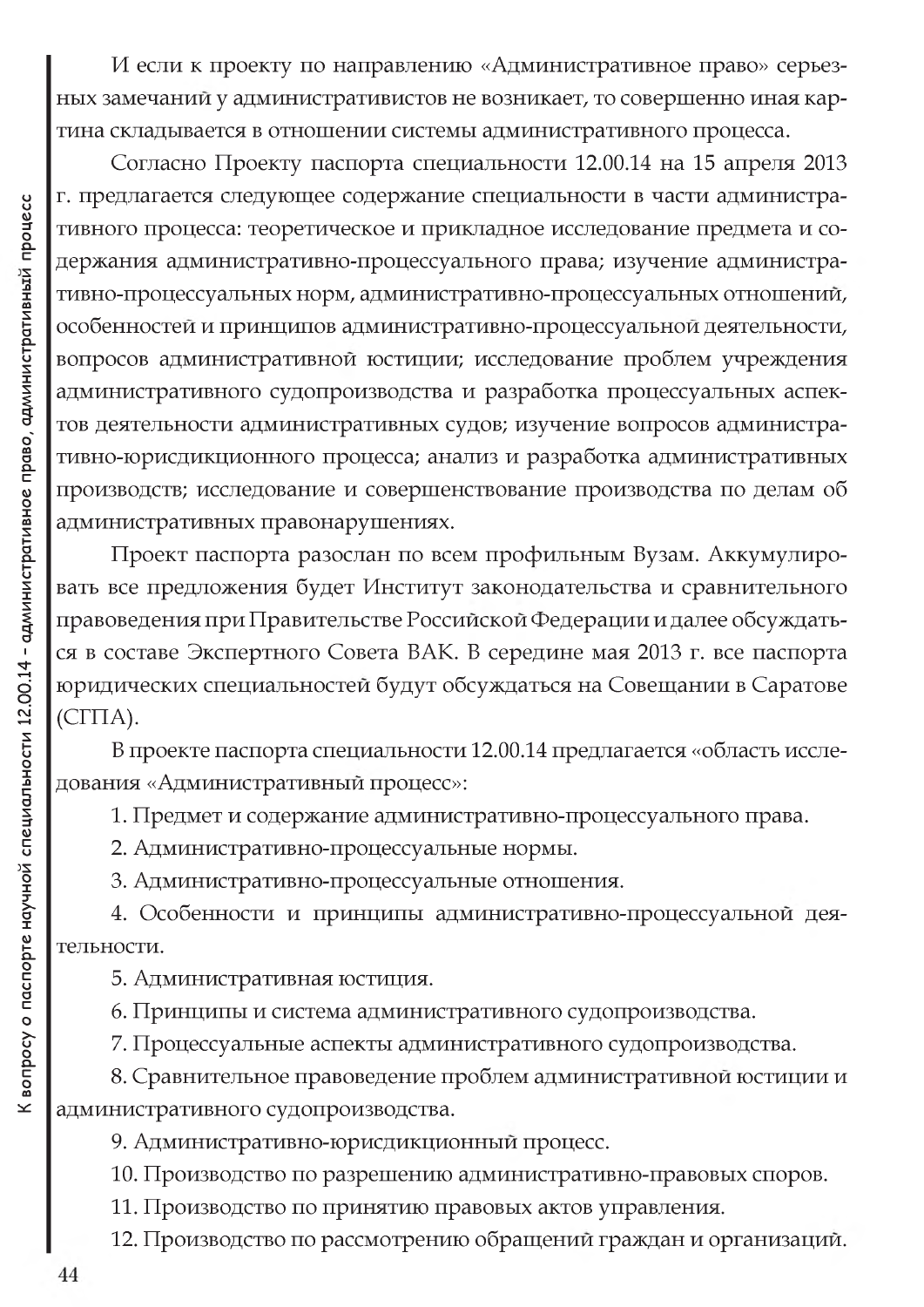И если к проекту по направлению «Административное право» серьезных замечаний у административистов не возникает, то совершенно иная картина складывается в отношении системы административного процесса.

Согласно Проекту паспорта специальности 12.00.14 на 15 апреля 2013 г. предлагается следующее содержание специальности в части административного процесса: теоретическое и прикладное исследование предмета и содержания административно-процессуального права; изучение административно-процессуальных норм, административно-процессуальных отношений, особенностей и принципов административно-процессуальной деятельности, вопросов административной юстиции; исследование проблем учреждения административного судопроизводства и разработка процессуальных аспектов деятельности административных судов; изучение вопросов административно-юрисдикционного процесса; анализ и разработка административных производств; исследование и совершенствование производства по делам об административных правонарушениях.

Проект паспорта разослан по всем профильным Вузам. Аккумулировать все предложения будет Институт законодательства и сравнительного правоведения при Правительстве Российской Федерации и далее обсуждаться в составе Экспертного Совета ВАК. В середине мая 2013 г. все паспорта юридических специальностей будут обсуждаться на Совещании в Саратове (СГПА).

В проекте паспорта специальности 12.00.14 предлагается «область исследования «Административный процесс»:

1. Предмет и содержание административно-процессуального права.
2. Административно-процессуальные нормы.
3. Административно-процессуальные отношения.
4. Особенности и принципы административно-процессуальной деятельности.
5. Административная юстиция.
6. Принципы и система административного судопроизводства.
7. Процессуальные аспекты административного судопроизводства.
8. Сравнительное правоведение проблем административной юстиции и административного судопроизводства.
9. Административно-юрисдикционный процесс.
10. Производство по разрешению административно-правовых споров.
11. Производство по принятию правовых актов управления.
12. Производство по рассмотрению обращений граждан и организаций.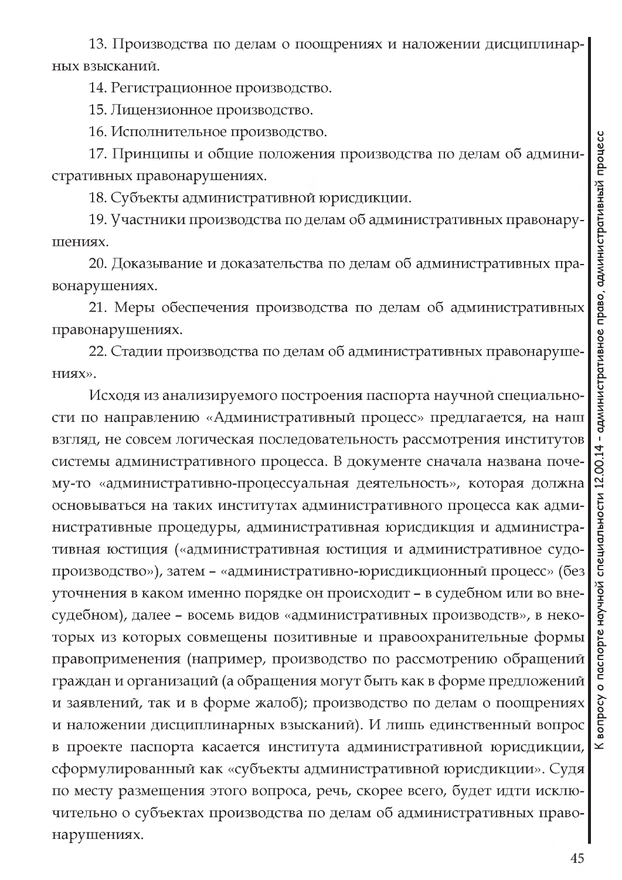13. Производства по делам о поощрениях и наложении дисциплинарных взысканий.

14. Регистрационное производство.

15. Лицензионное производство.

16. Исполнительное производство.

17. Принципы и общие положения производства по делам об административных правонарушениях.

18. Субъекты административной юрисдикции.

19. Участники производства по делам об административных правонарушениях.

20. Доказывание и доказательства по делам об административных правонарушениях.

21. Меры обеспечения производства по делам об административных правонарушениях.

22. Стадии производства по делам об административных правонарушениях».

Исходя из анализируемого построения паспорта научной специальности по направлению «Административный процесс» предлагается, на наш взгляд, не совсем логическая последовательность рассмотрения институтов системы административного процесса. В документе сначала названа почему-то «административно-процессуальная деятельность», которая должна основываться на таких институтах административного процесса как административные процедуры, административная юрисдикция и административная юстиция («административная юстиция и административное судопроизводство»), затем – «административно-юрисдикционный процесс» (без уточнения в каком именно порядке он происходит – в судебном или во внесудебном), далее – восемь видов «административных производств», в некоторых из которых совмещены позитивные и правоохранительные формы правоприменения (например, производство по рассмотрению обращений граждан и организаций (а обращения могут быть как в форме предложений и заявлений, так и в форме жалоб); производство по делам о поощрениях и наложении дисциплинарных взысканий). И лишь единственный вопрос в проекте паспорта касается института административной юрисдикции, сформулированный как «субъекты административной юрисдикции». Судя по месту размещения этого вопроса, речь, скорее всего, будет идти исключительно о субъектах производства по делам об административных правонарушениях.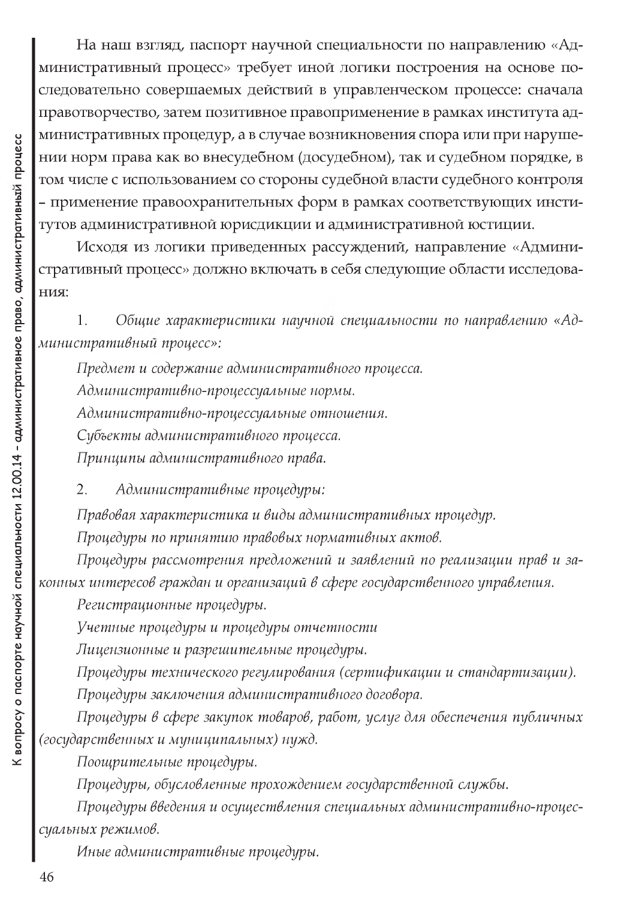На наш взгляд, паспорт научной специальности по направлению «Административный процесс» требует иной логики построения на основе последовательно совершаемых действий в управленческом процессе: сначала правотворчество, затем позитивное правоприменение в рамках института административных процедур, а в случае возникновения спора или при нарушении норм права как во внесудебном (досудебном), так и судебном порядке, в том числе с использованием со стороны судебной власти судебного контроля – применение правоохранительных форм в рамках соответствующих институтов административной юрисдикции и административной юстиции.

Исходя из логики приведенных рассуждений, направление «Административный процесс» должно включать в себя следующие области исследования:

1. *Общие характеристики научной специальности по направлению «Административный процесс»:*

*Предмет и содержание административного процесса.*

*Административно-процессуальные нормы.*

*Административно-процессуальные отношения.*

*Субъекты административного процесса.*

*Принципы административного права.*

2. *Административные процедуры:*

*Правовая характеристика и виды административных процедур.*

*Процедуры по принятию правовых нормативных актов.*

*Процедуры рассмотрения предложений и заявлений по реализации прав и законных интересов граждан и организаций в сфере государственного управления.*

*Регистрационные процедуры.*

*Учетные процедуры и процедуры отчетности*

*Лицензионные и разрешительные процедуры.*

*Процедуры технического регулирования (сертификации и стандартизации).*

*Процедуры заключения административного договора.*

*Процедуры в сфере закупок товаров, работ, услуг для обеспечения публичных (государственных и муниципальных) нужд.*

*Поощрительные процедуры.*

*Процедуры, обусловленные прохождением государственной службы.*

*Процедуры введения и осуществления специальных административно-процессуальных режимов.*

*Иные административные процедуры.*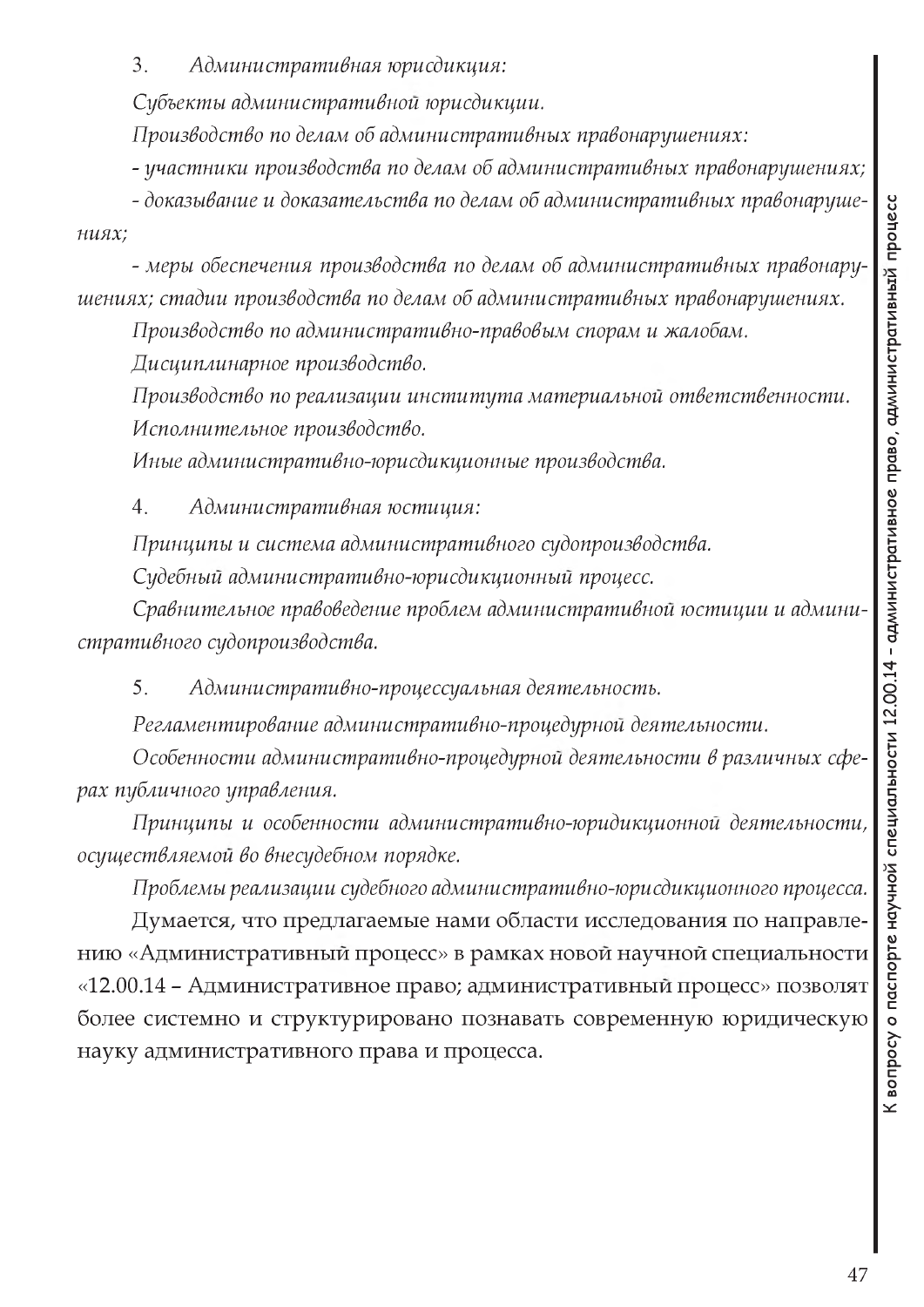3. *Административная юрисдикция:*

*Субъекты административной юрисдикции.*

*Производство по делам об административных правонарушениях:*

*- участники производства по делам об административных правонарушениях;*

*- доказывание и доказательства по делам об административных правонарушениях;*

*- меры обеспечения производства по делам об административных правонарушениях; стадии производства по делам об административных правонарушениях.*

*Производство по административно-правовым спорам и жалобам.*

*Дисциплинарное производство.*

*Производство по реализации института материальной ответственности.*

*Исполнительное производство.*

*Иные административно-юрисдикционные производства.*

4. *Административная юстиция:*

*Принципы и система административного судопроизводства.*

*Судебный административно-юрисдикционный процесс.*

*Сравнительное правоведение проблем административной юстиции и административного судопроизводства.*

5. *Административно-процессуальная деятельность.*

*Регламентирование административно-процедурной деятельности.*

*Особенности административно-процедурной деятельности в различных сферах публичного управления.*

*Принципы и особенности административно-юридикционной деятельности, осуществляемой во внесудебном порядке.*

*Проблемы реализации судебного административно-юрисдикционного процесса.*

Думается, что предлагаемые нами области исследования по направлению «Административный процесс» в рамках новой научной специальности «12.00.14 – Административное право; административный процесс» позволят более системно и структурировано познавать современную юридическую науку административного права и процесса.